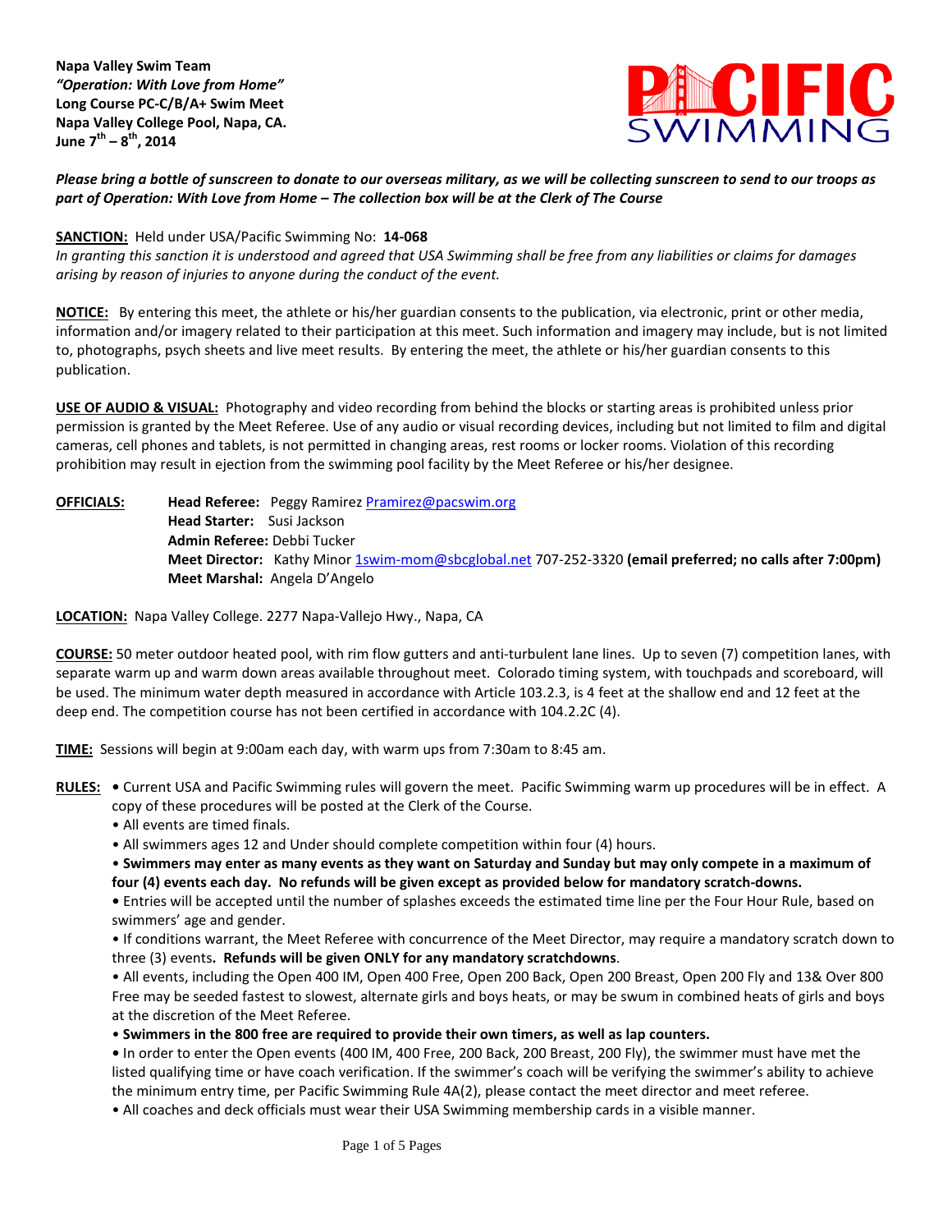**Napa Valley Swim Team**
***"Operation: With Love from Home"***
**Long Course PC-C/B/A+ Swim Meet**
**Napa Valley College Pool, Napa, CA.**
**June 7th – 8th, 2014**

PACIFIC SWIMMING

***Please bring a bottle of sunscreen to donate to our overseas military, as we will be collecting sunscreen to send to our troops as part of Operation: With Love from Home – The collection box will be at the Clerk of The Course***

**SANCTION:** Held under USA/Pacific Swimming No: **14-068**
*In granting this sanction it is understood and agreed that USA Swimming shall be free from any liabilities or claims for damages arising by reason of injuries to anyone during the conduct of the event.*

**NOTICE:** By entering this meet, the athlete or his/her guardian consents to the publication, via electronic, print or other media, information and/or imagery related to their participation at this meet. Such information and imagery may include, but is not limited to, photographs, psych sheets and live meet results. By entering the meet, the athlete or his/her guardian consents to this publication.

**USE OF AUDIO & VISUAL:** Photography and video recording from behind the blocks or starting areas is prohibited unless prior permission is granted by the Meet Referee. Use of any audio or visual recording devices, including but not limited to film and digital cameras, cell phones and tablets, is not permitted in changing areas, rest rooms or locker rooms. Violation of this recording prohibition may result in ejection from the swimming pool facility by the Meet Referee or his/her designee.

**OFFICIALS:**
**Head Referee:** Peggy Ramirez Pramirez@pacswim.org
**Head Starter:** Susi Jackson
**Admin Referee:** Debbi Tucker
**Meet Director:** Kathy Minor 1swim-mom@sbcglobal.net 707-252-3320 **(email preferred; no calls after 7:00pm)**
**Meet Marshal:** Angela D'Angelo

**LOCATION:** Napa Valley College. 2277 Napa-Vallejo Hwy., Napa, CA

**COURSE:** 50 meter outdoor heated pool, with rim flow gutters and anti-turbulent lane lines. Up to seven (7) competition lanes, with separate warm up and warm down areas available throughout meet. Colorado timing system, with touchpads and scoreboard, will be used. The minimum water depth measured in accordance with Article 103.2.3, is 4 feet at the shallow end and 12 feet at the deep end. The competition course has not been certified in accordance with 104.2.2C (4).

**TIME:** Sessions will begin at 9:00am each day, with warm ups from 7:30am to 8:45 am.

**RULES:**
- Current USA and Pacific Swimming rules will govern the meet. Pacific Swimming warm up procedures will be in effect. A copy of these procedures will be posted at the Clerk of the Course.
- All events are timed finals.
- All swimmers ages 12 and Under should complete competition within four (4) hours.
- **Swimmers may enter as many events as they want on Saturday and Sunday but may only compete in a maximum of four (4) events each day. No refunds will be given except as provided below for mandatory scratch-downs.**
- Entries will be accepted until the number of splashes exceeds the estimated time line per the Four Hour Rule, based on swimmers' age and gender.
- If conditions warrant, the Meet Referee with concurrence of the Meet Director, may require a mandatory scratch down to three (3) events**. Refunds will be given ONLY for any mandatory scratchdowns**.
- All events, including the Open 400 IM, Open 400 Free, Open 200 Back, Open 200 Breast, Open 200 Fly and 13& Over 800 Free may be seeded fastest to slowest, alternate girls and boys heats, or may be swum in combined heats of girls and boys at the discretion of the Meet Referee.
- **Swimmers in the 800 free are required to provide their own timers, as well as lap counters.**
- In order to enter the Open events (400 IM, 400 Free, 200 Back, 200 Breast, 200 Fly), the swimmer must have met the listed qualifying time or have coach verification. If the swimmer's coach will be verifying the swimmer's ability to achieve the minimum entry time, per Pacific Swimming Rule 4A(2), please contact the meet director and meet referee.
- All coaches and deck officials must wear their USA Swimming membership cards in a visible manner.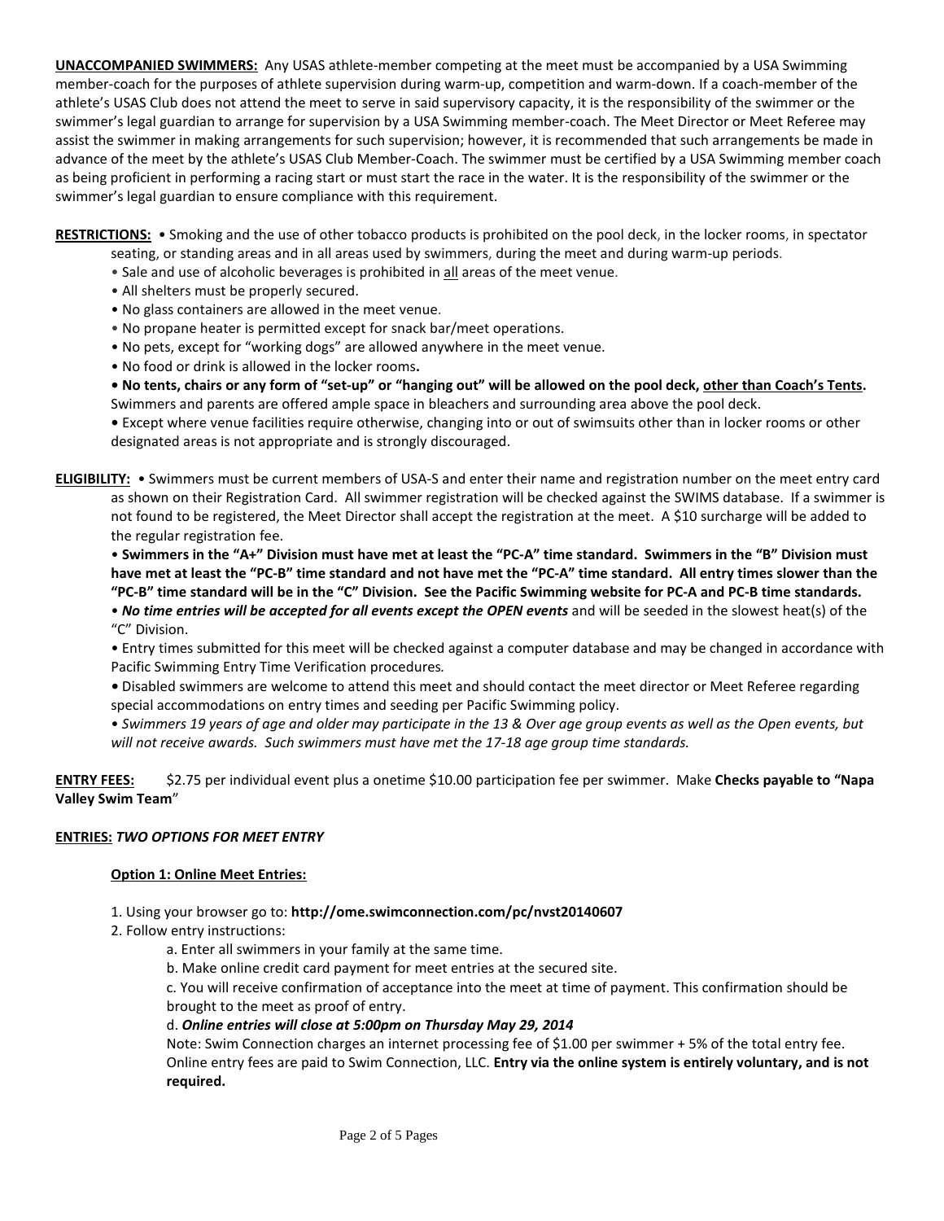**UNACCOMPANIED SWIMMERS:** Any USAS athlete-member competing at the meet must be accompanied by a USA Swimming member-coach for the purposes of athlete supervision during warm-up, competition and warm-down. If a coach-member of the athlete's USAS Club does not attend the meet to serve in said supervisory capacity, it is the responsibility of the swimmer or the swimmer's legal guardian to arrange for supervision by a USA Swimming member-coach. The Meet Director or Meet Referee may assist the swimmer in making arrangements for such supervision; however, it is recommended that such arrangements be made in advance of the meet by the athlete's USAS Club Member-Coach. The swimmer must be certified by a USA Swimming member coach as being proficient in performing a racing start or must start the race in the water. It is the responsibility of the swimmer or the swimmer's legal guardian to ensure compliance with this requirement.

**RESTRICTIONS:**

- Smoking and the use of other tobacco products is prohibited on the pool deck, in the locker rooms, in spectator seating, or standing areas and in all areas used by swimmers, during the meet and during warm-up periods.
- Sale and use of alcoholic beverages is prohibited in all areas of the meet venue.
- All shelters must be properly secured.
- No glass containers are allowed in the meet venue.
- No propane heater is permitted except for snack bar/meet operations.
- No pets, except for "working dogs" are allowed anywhere in the meet venue.
- No food or drink is allowed in the locker rooms.
- **No tents, chairs or any form of "set-up" or "hanging out" will be allowed on the pool deck, other than Coach's Tents.** Swimmers and parents are offered ample space in bleachers and surrounding area above the pool deck.
- Except where venue facilities require otherwise, changing into or out of swimsuits other than in locker rooms or other designated areas is not appropriate and is strongly discouraged.

**ELIGIBILITY:**

- Swimmers must be current members of USA-S and enter their name and registration number on the meet entry card as shown on their Registration Card. All swimmer registration will be checked against the SWIMS database. If a swimmer is not found to be registered, the Meet Director shall accept the registration at the meet. A $10 surcharge will be added to the regular registration fee.
- **Swimmers in the "A+" Division must have met at least the "PC-A" time standard. Swimmers in the "B" Division must have met at least the "PC-B" time standard and not have met the "PC-A" time standard. All entry times slower than the "PC-B" time standard will be in the "C" Division. See the Pacific Swimming website for PC-A and PC-B time standards.**
- ***No time entries will be accepted for all events except the OPEN events*** and will be seeded in the slowest heat(s) of the "C" Division.
- Entry times submitted for this meet will be checked against a computer database and may be changed in accordance with Pacific Swimming Entry Time Verification procedures.
- Disabled swimmers are welcome to attend this meet and should contact the meet director or Meet Referee regarding special accommodations on entry times and seeding per Pacific Swimming policy.
- *Swimmers 19 years of age and older may participate in the 13 & Over age group events as well as the Open events, but will not receive awards. Such swimmers must have met the 17-18 age group time standards.*

**ENTRY FEES:** $2.75 per individual event plus a onetime $10.00 participation fee per swimmer. Make **Checks payable to "Napa Valley Swim Team**"

**ENTRIES:** ***TWO OPTIONS FOR MEET ENTRY***

**Option 1: Online Meet Entries:**

1. Using your browser go to: **http://ome.swimconnection.com/pc/nvst20140607**
2. Follow entry instructions:
   a. Enter all swimmers in your family at the same time.
   b. Make online credit card payment for meet entries at the secured site.
   c. You will receive confirmation of acceptance into the meet at time of payment. This confirmation should be brought to the meet as proof of entry.
   d. ***Online entries will close at 5:00pm on Thursday May 29, 2014***
   Note: Swim Connection charges an internet processing fee of $1.00 per swimmer + 5% of the total entry fee. Online entry fees are paid to Swim Connection, LLC. **Entry via the online system is entirely voluntary, and is not required.**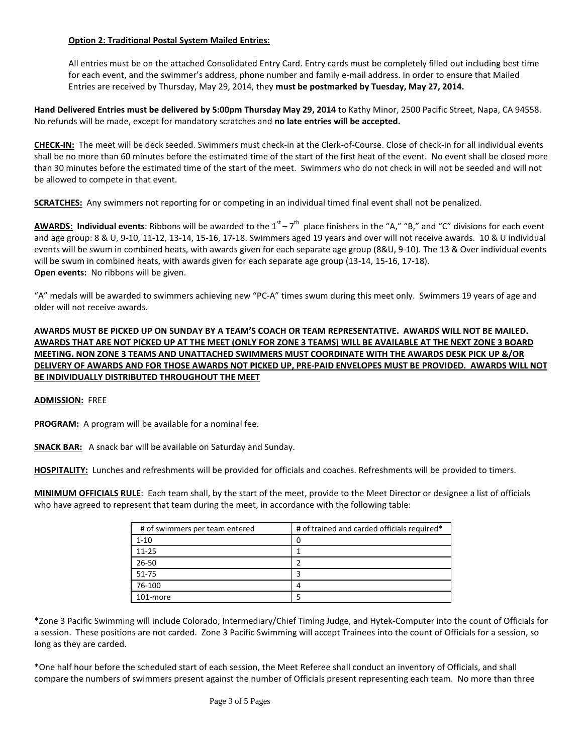**Option 2: Traditional Postal System Mailed Entries:**

All entries must be on the attached Consolidated Entry Card. Entry cards must be completely filled out including best time for each event, and the swimmer's address, phone number and family e-mail address. In order to ensure that Mailed Entries are received by Thursday, May 29, 2014, they **must be postmarked by Tuesday, May 27, 2014.**

**Hand Delivered Entries must be delivered by 5:00pm Thursday May 29, 2014** to Kathy Minor, 2500 Pacific Street, Napa, CA 94558. No refunds will be made, except for mandatory scratches and **no late entries will be accepted.**

**CHECK-IN:** The meet will be deck seeded. Swimmers must check-in at the Clerk-of-Course. Close of check-in for all individual events shall be no more than 60 minutes before the estimated time of the start of the first heat of the event. No event shall be closed more than 30 minutes before the estimated time of the start of the meet. Swimmers who do not check in will not be seeded and will not be allowed to compete in that event.

**SCRATCHES:** Any swimmers not reporting for or competing in an individual timed final event shall not be penalized.

**AWARDS: Individual events**: Ribbons will be awarded to the 1st – 7th place finishers in the "A," "B," and "C" divisions for each event and age group: 8 & U, 9-10, 11-12, 13-14, 15-16, 17-18. Swimmers aged 19 years and over will not receive awards. 10 & U individual events will be swum in combined heats, with awards given for each separate age group (8&U, 9-10). The 13 & Over individual events will be swum in combined heats, with awards given for each separate age group (13-14, 15-16, 17-18).
**Open events:** No ribbons will be given.

"A" medals will be awarded to swimmers achieving new "PC-A" times swum during this meet only. Swimmers 19 years of age and older will not receive awards.

**AWARDS MUST BE PICKED UP ON SUNDAY BY A TEAM'S COACH OR TEAM REPRESENTATIVE. AWARDS WILL NOT BE MAILED. AWARDS THAT ARE NOT PICKED UP AT THE MEET (ONLY FOR ZONE 3 TEAMS) WILL BE AVAILABLE AT THE NEXT ZONE 3 BOARD MEETING. NON ZONE 3 TEAMS AND UNATTACHED SWIMMERS MUST COORDINATE WITH THE AWARDS DESK PICK UP &/OR DELIVERY OF AWARDS AND FOR THOSE AWARDS NOT PICKED UP, PRE-PAID ENVELOPES MUST BE PROVIDED. AWARDS WILL NOT BE INDIVIDUALLY DISTRIBUTED THROUGHOUT THE MEET**

**ADMISSION:** FREE

**PROGRAM:** A program will be available for a nominal fee.

**SNACK BAR:** A snack bar will be available on Saturday and Sunday.

**HOSPITALITY:** Lunches and refreshments will be provided for officials and coaches. Refreshments will be provided to timers.

**MINIMUM OFFICIALS RULE**: Each team shall, by the start of the meet, provide to the Meet Director or designee a list of officials who have agreed to represent that team during the meet, in accordance with the following table:

| # of swimmers per team entered | # of trained and carded officials required* |
|---|---|
| 1-10 | 0 |
| 11-25 | 1 |
| 26-50 | 2 |
| 51-75 | 3 |
| 76-100 | 4 |
| 101-more | 5 |

*Zone 3 Pacific Swimming will include Colorado, Intermediary/Chief Timing Judge, and Hytek-Computer into the count of Officials for a session. These positions are not carded. Zone 3 Pacific Swimming will accept Trainees into the count of Officials for a session, so long as they are carded.

*One half hour before the scheduled start of each session, the Meet Referee shall conduct an inventory of Officials, and shall compare the numbers of swimmers present against the number of Officials present representing each team. No more than three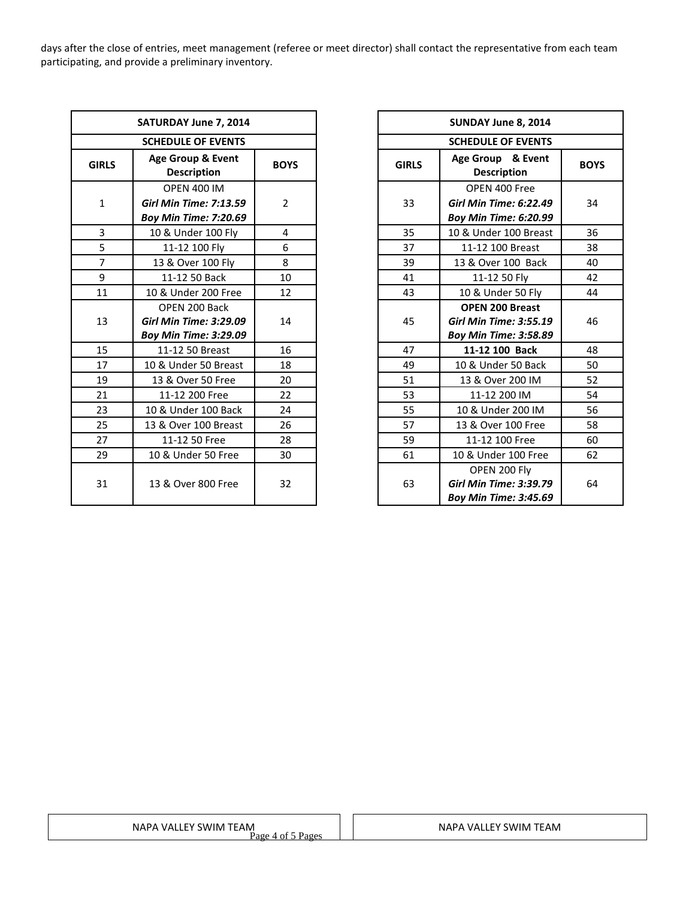days after the close of entries, meet management (referee or meet director) shall contact the representative from each team participating, and provide a preliminary inventory.

| SATURDAY June 7, 2014 | | |
|---|---|---|
| **SCHEDULE OF EVENTS** | | |
| **GIRLS** | **Age Group & Event Description** | **BOYS** |
| 1 | OPEN 400 IM<br>***Girl Min Time: 7:13.59***<br>***Boy Min Time: 7:20.69*** | 2 |
| 3 | 10 & Under 100 Fly | 4 |
| 5 | 11-12 100 Fly | 6 |
| 7 | 13 & Over 100 Fly | 8 |
| 9 | 11-12 50 Back | 10 |
| 11 | 10 & Under 200 Free | 12 |
| 13 | OPEN 200 Back<br>***Girl Min Time: 3:29.09***<br>***Boy Min Time: 3:29.09*** | 14 |
| 15 | 11-12 50 Breast | 16 |
| 17 | 10 & Under 50 Breast | 18 |
| 19 | 13 & Over 50 Free | 20 |
| 21 | 11-12 200 Free | 22 |
| 23 | 10 & Under 100 Back | 24 |
| 25 | 13 & Over 100 Breast | 26 |
| 27 | 11-12 50 Free | 28 |
| 29 | 10 & Under 50 Free | 30 |
| 31 | 13 & Over 800 Free | 32 |

| SUNDAY June 8, 2014 | | |
|---|---|---|
| **SCHEDULE OF EVENTS** | | |
| **GIRLS** | **Age Group & Event Description** | **BOYS** |
| 33 | OPEN 400 Free<br>***Girl Min Time: 6:22.49***<br>***Boy Min Time: 6:20.99*** | 34 |
| 35 | 10 & Under 100 Breast | 36 |
| 37 | 11-12 100 Breast | 38 |
| 39 | 13 & Over 100 Back | 40 |
| 41 | 11-12 50 Fly | 42 |
| 43 | 10 & Under 50 Fly | 44 |
| 45 | **OPEN 200 Breast**<br>***Girl Min Time: 3:55.19***<br>***Boy Min Time: 3:58.89*** | 46 |
| 47 | **11-12 100 Back** | 48 |
| 49 | 10 & Under 50 Back | 50 |
| 51 | 13 & Over 200 IM | 52 |
| 53 | 11-12 200 IM | 54 |
| 55 | 10 & Under 200 IM | 56 |
| 57 | 13 & Over 100 Free | 58 |
| 59 | 11-12 100 Free | 60 |
| 61 | 10 & Under 100 Free | 62 |
| 63 | OPEN 200 Fly<br>***Girl Min Time: 3:39.79***<br>***Boy Min Time: 3:45.69*** | 64 |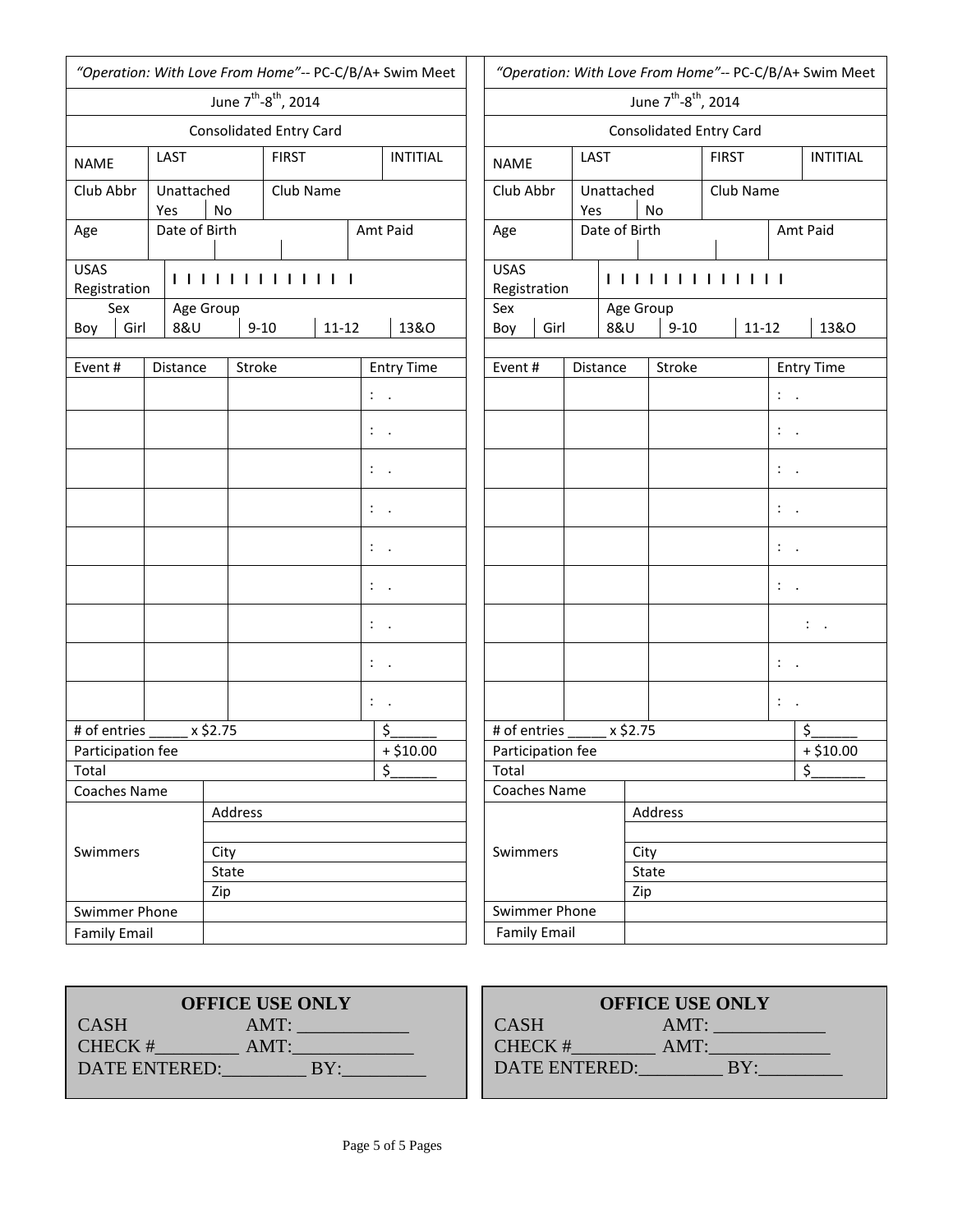*"Operation: With Love From Home"*-- PC-C/B/A+ Swim Meet

June 7th-8th, 2014

Consolidated Entry Card

| | | | | | | | |
|---|---|---|---|---|---|---|---|
| NAME | LAST | | FIRST | | | INITIAL | |
| Club Abbr | Unattached Yes / No | | Club Name | | | | |
| Age | Date of Birth | | | | Amt Paid | | |
| USAS Registration | I I I I I I I I I I I I I I | | | | | | |
| Sex: Boy / Girl | Age Group: 8&U | 9-10 | | 11-12 | | 13&O | |

| Event # | Distance | Stroke | Entry Time |
|---|---|---|---|
| | | | : . |
| | | | : . |
| | | | : . |
| | | | : . |
| | | | : . |
| | | | : . |
| | | | : . |
| | | | : . |
| | | | : . |

| | |
|---|---|
| # of entries _____ x $2.75 | $______ |
| Participation fee | + $10.00 |
| Total | $______ |
| Coaches Name | |
| Swimmers | Address |
| | |
| | City |
| | State |
| | Zip |
| Swimmer Phone | |
| Family Email | |

**OFFICE USE ONLY**

CASH AMT: ___________

CHECK #_________ AMT:_____________

DATE ENTERED:_________ BY:_________

*"Operation: With Love From Home"*-- PC-C/B/A+ Swim Meet

June 7th-8th, 2014

Consolidated Entry Card

| | | | | | | | |
|---|---|---|---|---|---|---|---|
| NAME | LAST | | FIRST | | | INITIAL | |
| Club Abbr | Unattached Yes / No | | Club Name | | | | |
| Age | Date of Birth | | | | Amt Paid | | |
| USAS Registration | I I I I I I I I I I I I I I | | | | | | |
| Sex: Boy / Girl | Age Group: 8&U | 9-10 | | 11-12 | | 13&O | |

| Event # | Distance | Stroke | Entry Time |
|---|---|---|---|
| | | | : . |
| | | | : . |
| | | | : . |
| | | | : . |
| | | | : . |
| | | | : . |
| | | | : . |
| | | | : . |
| | | | : . |

| | |
|---|---|
| # of entries _____ x $2.75 | $______ |
| Participation fee | + $10.00 |
| Total | $_______ |
| Coaches Name | |
| Swimmers | Address |
| | |
| | City |
| | State |
| | Zip |
| Swimmer Phone | |
| Family Email | |

**OFFICE USE ONLY**

CASH AMT: ___________

CHECK #_________ AMT:_____________

DATE ENTERED:_________ BY:_________